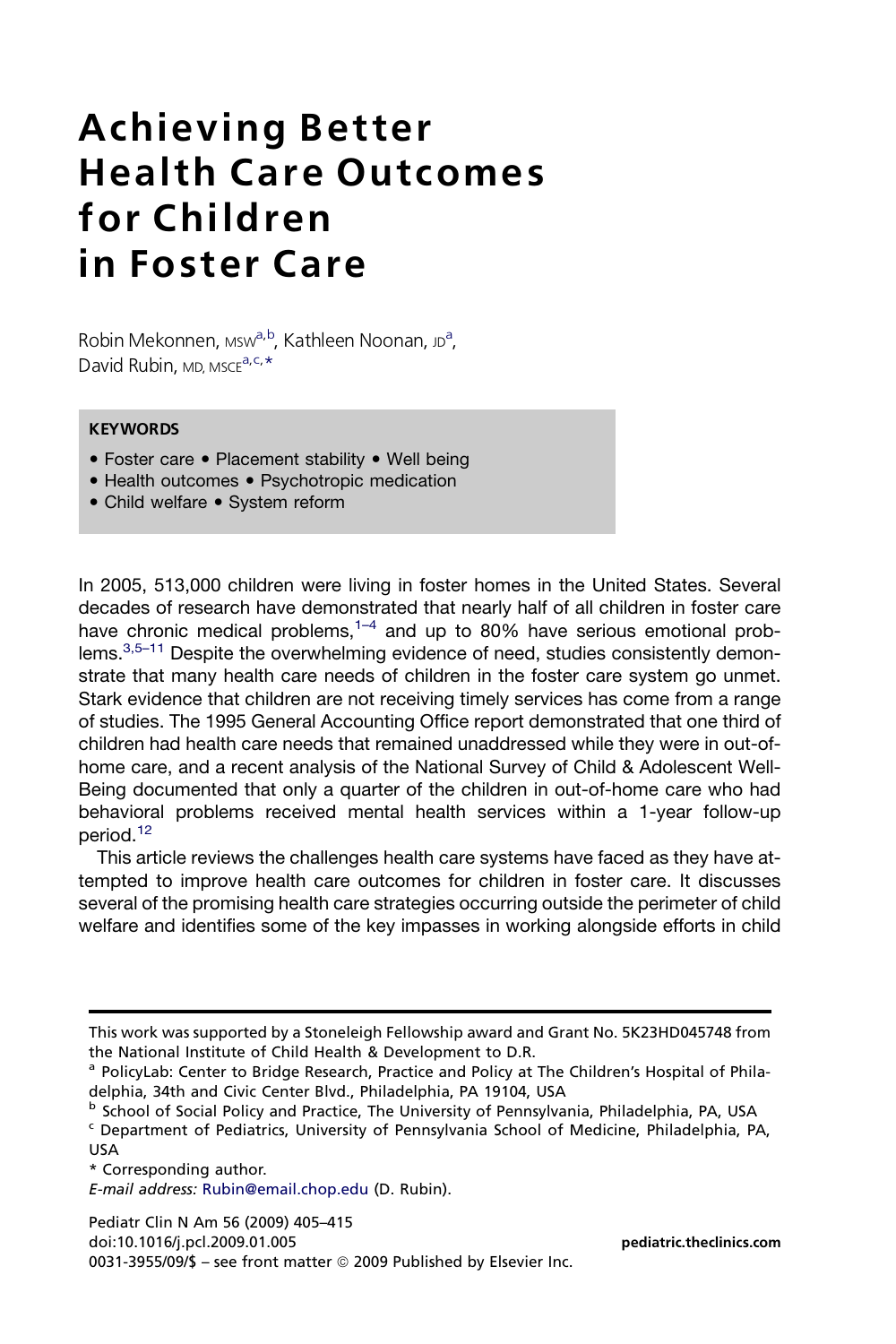# Achieving Better Health Care Outcomes for Children in Foster Care

Robin Mekonnen, MSW[a,b], Kathleen Noonan, JD[a], David Rubin, MD, MSCE[a,c,*]

**KEYWORDS**

- Foster care • Placement stability • Well being
- Health outcomes • Psychotropic medication
- Child welfare • System reform

In 2005, 513,000 children were living in foster homes in the United States. Several decades of research have demonstrated that nearly half of all children in foster care have chronic medical problems,[1–4] and up to 80% have serious emotional problems.[3,5–11] Despite the overwhelming evidence of need, studies consistently demonstrate that many health care needs of children in the foster care system go unmet. Stark evidence that children are not receiving timely services has come from a range of studies. The 1995 General Accounting Office report demonstrated that one third of children had health care needs that remained unaddressed while they were in out-of-home care, and a recent analysis of the National Survey of Child & Adolescent Well-Being documented that only a quarter of the children in out-of-home care who had behavioral problems received mental health services within a 1-year follow-up period.[12]

This article reviews the challenges health care systems have faced as they have attempted to improve health care outcomes for children in foster care. It discusses several of the promising health care strategies occurring outside the perimeter of child welfare and identifies some of the key impasses in working alongside efforts in child

---

This work was supported by a Stoneleigh Fellowship award and Grant No. 5K23HD045748 from the National Institute of Child Health & Development to D.R.

[a] PolicyLab: Center to Bridge Research, Practice and Policy at The Children's Hospital of Philadelphia, 34th and Civic Center Blvd., Philadelphia, PA 19104, USA

[b] School of Social Policy and Practice, The University of Pennsylvania, Philadelphia, PA, USA

[c] Department of Pediatrics, University of Pennsylvania School of Medicine, Philadelphia, PA, USA

\* Corresponding author.

*E-mail address:* Rubin@email.chop.edu (D. Rubin).

Pediatr Clin N Am 56 (2009) 405–415
doi:10.1016/j.pcl.2009.01.005
0031-3955/09/$ – see front matter © 2009 Published by Elsevier Inc.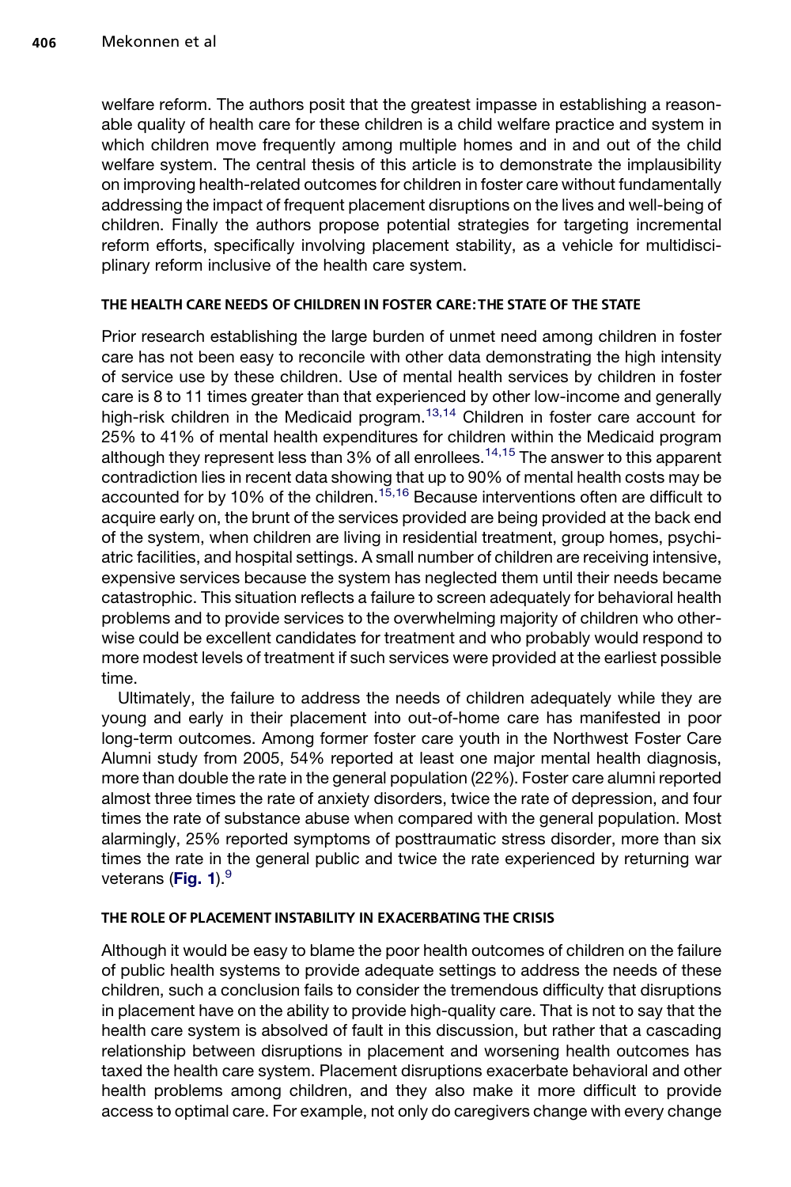welfare reform. The authors posit that the greatest impasse in establishing a reasonable quality of health care for these children is a child welfare practice and system in which children move frequently among multiple homes and in and out of the child welfare system. The central thesis of this article is to demonstrate the implausibility on improving health-related outcomes for children in foster care without fundamentally addressing the impact of frequent placement disruptions on the lives and well-being of children. Finally the authors propose potential strategies for targeting incremental reform efforts, specifically involving placement stability, as a vehicle for multidisciplinary reform inclusive of the health care system.

## THE HEALTH CARE NEEDS OF CHILDREN IN FOSTER CARE: THE STATE OF THE STATE

Prior research establishing the large burden of unmet need among children in foster care has not been easy to reconcile with other data demonstrating the high intensity of service use by these children. Use of mental health services by children in foster care is 8 to 11 times greater than that experienced by other low-income and generally high-risk children in the Medicaid program.[13,14] Children in foster care account for 25% to 41% of mental health expenditures for children within the Medicaid program although they represent less than 3% of all enrollees.[14,15] The answer to this apparent contradiction lies in recent data showing that up to 90% of mental health costs may be accounted for by 10% of the children.[15,16] Because interventions often are difficult to acquire early on, the brunt of the services provided are being provided at the back end of the system, when children are living in residential treatment, group homes, psychiatric facilities, and hospital settings. A small number of children are receiving intensive, expensive services because the system has neglected them until their needs became catastrophic. This situation reflects a failure to screen adequately for behavioral health problems and to provide services to the overwhelming majority of children who otherwise could be excellent candidates for treatment and who probably would respond to more modest levels of treatment if such services were provided at the earliest possible time.

Ultimately, the failure to address the needs of children adequately while they are young and early in their placement into out-of-home care has manifested in poor long-term outcomes. Among former foster care youth in the Northwest Foster Care Alumni study from 2005, 54% reported at least one major mental health diagnosis, more than double the rate in the general population (22%). Foster care alumni reported almost three times the rate of anxiety disorders, twice the rate of depression, and four times the rate of substance abuse when compared with the general population. Most alarmingly, 25% reported symptoms of posttraumatic stress disorder, more than six times the rate in the general public and twice the rate experienced by returning war veterans (**Fig. 1**).[9]

## THE ROLE OF PLACEMENT INSTABILITY IN EXACERBATING THE CRISIS

Although it would be easy to blame the poor health outcomes of children on the failure of public health systems to provide adequate settings to address the needs of these children, such a conclusion fails to consider the tremendous difficulty that disruptions in placement have on the ability to provide high-quality care. That is not to say that the health care system is absolved of fault in this discussion, but rather that a cascading relationship between disruptions in placement and worsening health outcomes has taxed the health care system. Placement disruptions exacerbate behavioral and other health problems among children, and they also make it more difficult to provide access to optimal care. For example, not only do caregivers change with every change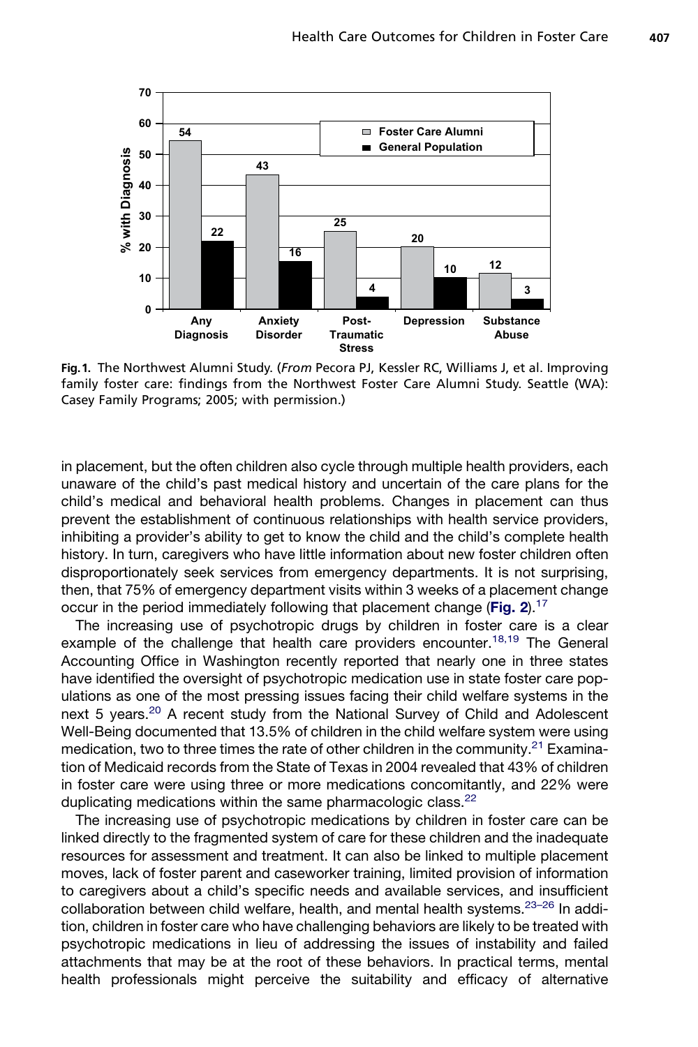**Fig. 1.** The Northwest Alumni Study. (*From* Pecora PJ, Kessler RC, Williams J, et al. Improving family foster care: findings from the Northwest Foster Care Alumni Study. Seattle (WA): Casey Family Programs; 2005; with permission.)

in placement, but the often children also cycle through multiple health providers, each unaware of the child's past medical history and uncertain of the care plans for the child's medical and behavioral health problems. Changes in placement can thus prevent the establishment of continuous relationships with health service providers, inhibiting a provider's ability to get to know the child and the child's complete health history. In turn, caregivers who have little information about new foster children often disproportionately seek services from emergency departments. It is not surprising, then, that 75% of emergency department visits within 3 weeks of a placement change occur in the period immediately following that placement change (**Fig. 2**).[17]

The increasing use of psychotropic drugs by children in foster care is a clear example of the challenge that health care providers encounter.[18,19] The General Accounting Office in Washington recently reported that nearly one in three states have identified the oversight of psychotropic medication use in state foster care populations as one of the most pressing issues facing their child welfare systems in the next 5 years.[20] A recent study from the National Survey of Child and Adolescent Well-Being documented that 13.5% of children in the child welfare system were using medication, two to three times the rate of other children in the community.[21] Examination of Medicaid records from the State of Texas in 2004 revealed that 43% of children in foster care were using three or more medications concomitantly, and 22% were duplicating medications within the same pharmacologic class.[22]

The increasing use of psychotropic medications by children in foster care can be linked directly to the fragmented system of care for these children and the inadequate resources for assessment and treatment. It can also be linked to multiple placement moves, lack of foster parent and caseworker training, limited provision of information to caregivers about a child's specific needs and available services, and insufficient collaboration between child welfare, health, and mental health systems.[23–26] In addition, children in foster care who have challenging behaviors are likely to be treated with psychotropic medications in lieu of addressing the issues of instability and failed attachments that may be at the root of these behaviors. In practical terms, mental health professionals might perceive the suitability and efficacy of alternative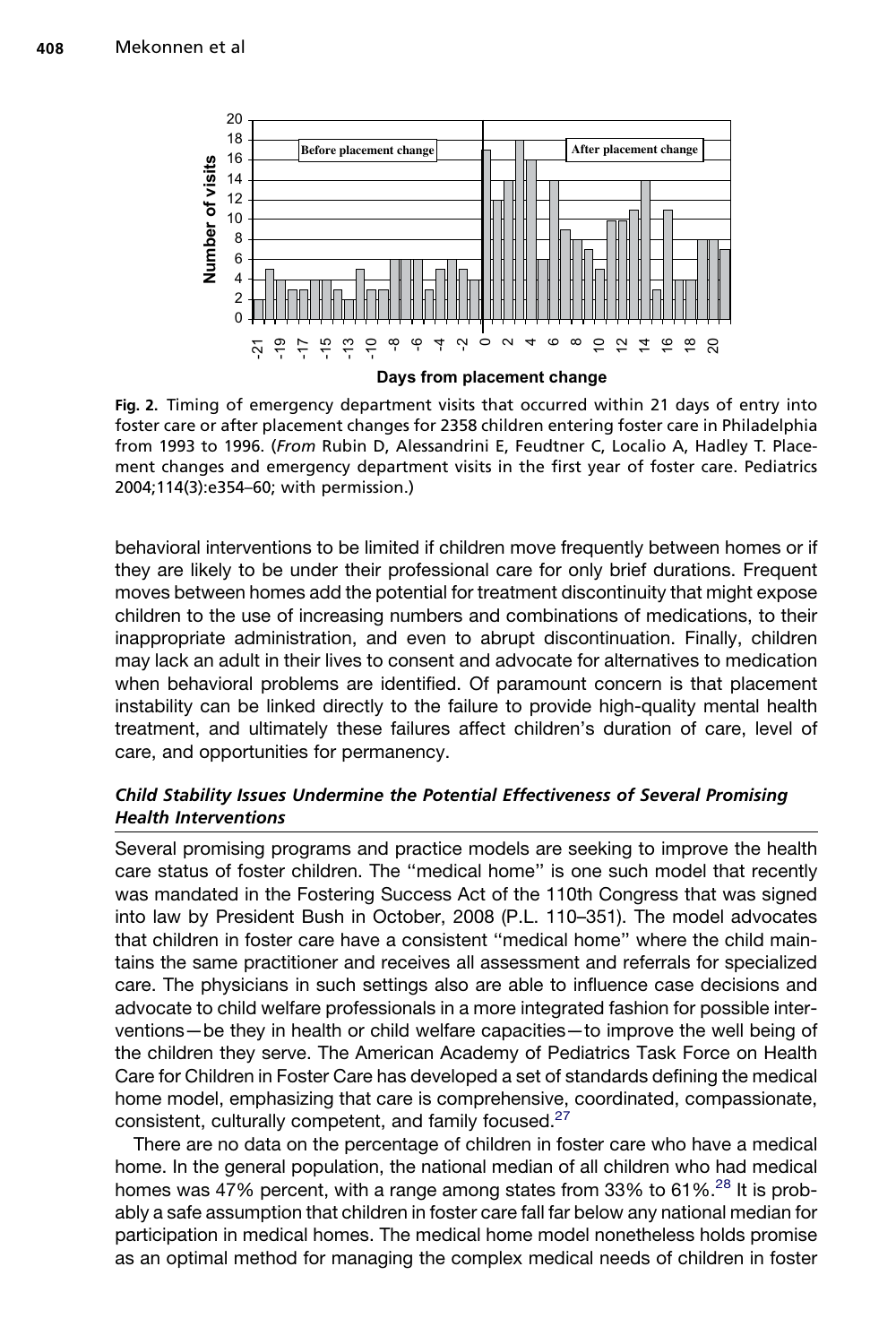Fig. 2. Timing of emergency department visits that occurred within 21 days of entry into foster care or after placement changes for 2358 children entering foster care in Philadelphia from 1993 to 1996. (*From* Rubin D, Alessandrini E, Feudtner C, Localio A, Hadley T. Placement changes and emergency department visits in the first year of foster care. Pediatrics 2004;114(3):e354–60; with permission.)

behavioral interventions to be limited if children move frequently between homes or if they are likely to be under their professional care for only brief durations. Frequent moves between homes add the potential for treatment discontinuity that might expose children to the use of increasing numbers and combinations of medications, to their inappropriate administration, and even to abrupt discontinuation. Finally, children may lack an adult in their lives to consent and advocate for alternatives to medication when behavioral problems are identified. Of paramount concern is that placement instability can be linked directly to the failure to provide high-quality mental health treatment, and ultimately these failures affect children's duration of care, level of care, and opportunities for permanency.

### *Child Stability Issues Undermine the Potential Effectiveness of Several Promising Health Interventions*

Several promising programs and practice models are seeking to improve the health care status of foster children. The ''medical home'' is one such model that recently was mandated in the Fostering Success Act of the 110th Congress that was signed into law by President Bush in October, 2008 (P.L. 110–351). The model advocates that children in foster care have a consistent ''medical home'' where the child maintains the same practitioner and receives all assessment and referrals for specialized care. The physicians in such settings also are able to influence case decisions and advocate to child welfare professionals in a more integrated fashion for possible interventions—be they in health or child welfare capacities—to improve the well being of the children they serve. The American Academy of Pediatrics Task Force on Health Care for Children in Foster Care has developed a set of standards defining the medical home model, emphasizing that care is comprehensive, coordinated, compassionate, consistent, culturally competent, and family focused.[27]

There are no data on the percentage of children in foster care who have a medical home. In the general population, the national median of all children who had medical homes was 47% percent, with a range among states from 33% to 61%.[28] It is probably a safe assumption that children in foster care fall far below any national median for participation in medical homes. The medical home model nonetheless holds promise as an optimal method for managing the complex medical needs of children in foster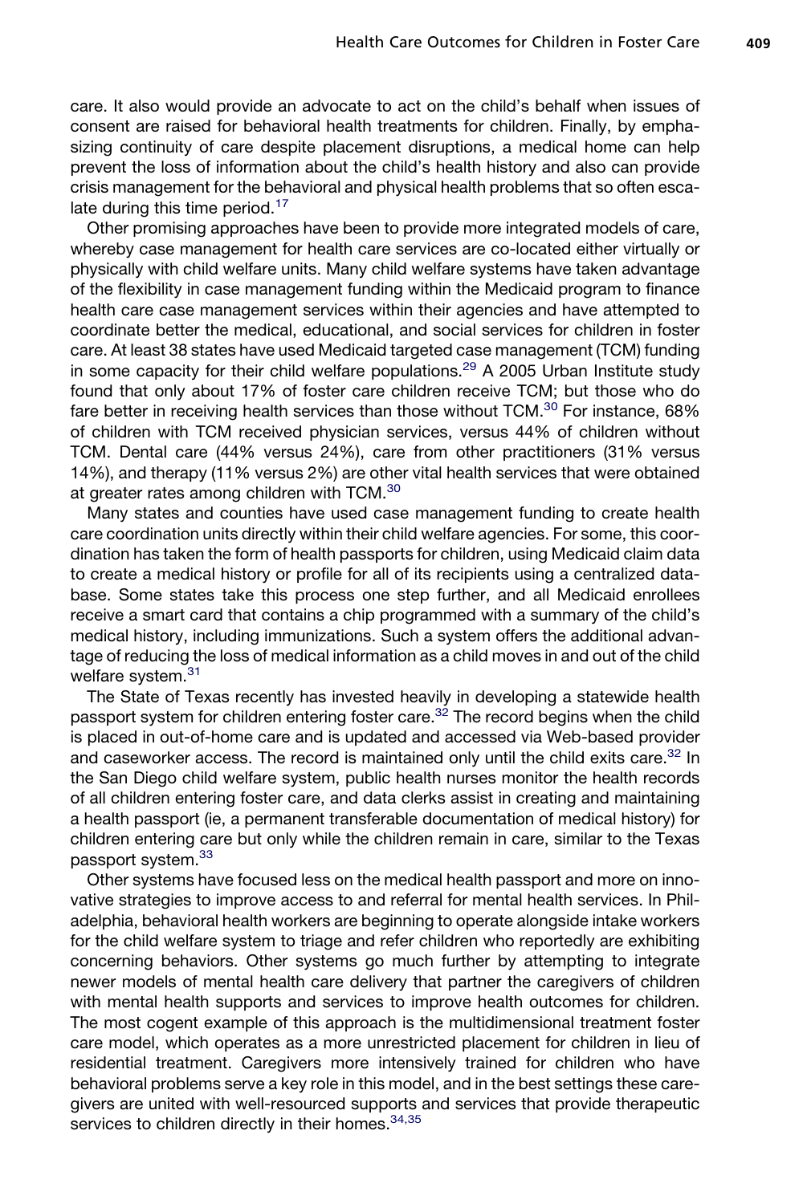care. It also would provide an advocate to act on the child's behalf when issues of consent are raised for behavioral health treatments for children. Finally, by emphasizing continuity of care despite placement disruptions, a medical home can help prevent the loss of information about the child's health history and also can provide crisis management for the behavioral and physical health problems that so often escalate during this time period.[17]

Other promising approaches have been to provide more integrated models of care, whereby case management for health care services are co-located either virtually or physically with child welfare units. Many child welfare systems have taken advantage of the flexibility in case management funding within the Medicaid program to finance health care case management services within their agencies and have attempted to coordinate better the medical, educational, and social services for children in foster care. At least 38 states have used Medicaid targeted case management (TCM) funding in some capacity for their child welfare populations.[29] A 2005 Urban Institute study found that only about 17% of foster care children receive TCM; but those who do fare better in receiving health services than those without TCM.[30] For instance, 68% of children with TCM received physician services, versus 44% of children without TCM. Dental care (44% versus 24%), care from other practitioners (31% versus 14%), and therapy (11% versus 2%) are other vital health services that were obtained at greater rates among children with TCM.[30]

Many states and counties have used case management funding to create health care coordination units directly within their child welfare agencies. For some, this coordination has taken the form of health passports for children, using Medicaid claim data to create a medical history or profile for all of its recipients using a centralized database. Some states take this process one step further, and all Medicaid enrollees receive a smart card that contains a chip programmed with a summary of the child's medical history, including immunizations. Such a system offers the additional advantage of reducing the loss of medical information as a child moves in and out of the child welfare system.[31]

The State of Texas recently has invested heavily in developing a statewide health passport system for children entering foster care.[32] The record begins when the child is placed in out-of-home care and is updated and accessed via Web-based provider and caseworker access. The record is maintained only until the child exits care.[32] In the San Diego child welfare system, public health nurses monitor the health records of all children entering foster care, and data clerks assist in creating and maintaining a health passport (ie, a permanent transferable documentation of medical history) for children entering care but only while the children remain in care, similar to the Texas passport system.[33]

Other systems have focused less on the medical health passport and more on innovative strategies to improve access to and referral for mental health services. In Philadelphia, behavioral health workers are beginning to operate alongside intake workers for the child welfare system to triage and refer children who reportedly are exhibiting concerning behaviors. Other systems go much further by attempting to integrate newer models of mental health care delivery that partner the caregivers of children with mental health supports and services to improve health outcomes for children. The most cogent example of this approach is the multidimensional treatment foster care model, which operates as a more unrestricted placement for children in lieu of residential treatment. Caregivers more intensively trained for children who have behavioral problems serve a key role in this model, and in the best settings these caregivers are united with well-resourced supports and services that provide therapeutic services to children directly in their homes.[34,35]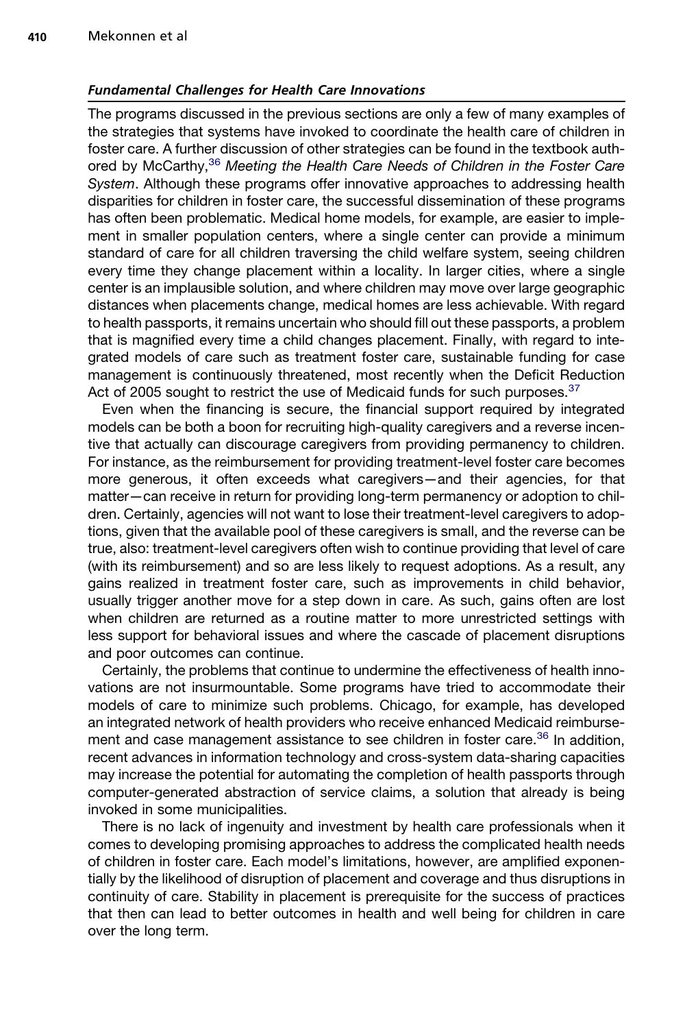#### *Fundamental Challenges for Health Care Innovations*

The programs discussed in the previous sections are only a few of many examples of the strategies that systems have invoked to coordinate the health care of children in foster care. A further discussion of other strategies can be found in the textbook authored by McCarthy,[36] *Meeting the Health Care Needs of Children in the Foster Care System*. Although these programs offer innovative approaches to addressing health disparities for children in foster care, the successful dissemination of these programs has often been problematic. Medical home models, for example, are easier to implement in smaller population centers, where a single center can provide a minimum standard of care for all children traversing the child welfare system, seeing children every time they change placement within a locality. In larger cities, where a single center is an implausible solution, and where children may move over large geographic distances when placements change, medical homes are less achievable. With regard to health passports, it remains uncertain who should fill out these passports, a problem that is magnified every time a child changes placement. Finally, with regard to integrated models of care such as treatment foster care, sustainable funding for case management is continuously threatened, most recently when the Deficit Reduction Act of 2005 sought to restrict the use of Medicaid funds for such purposes.[37]

Even when the financing is secure, the financial support required by integrated models can be both a boon for recruiting high-quality caregivers and a reverse incentive that actually can discourage caregivers from providing permanency to children. For instance, as the reimbursement for providing treatment-level foster care becomes more generous, it often exceeds what caregivers—and their agencies, for that matter—can receive in return for providing long-term permanency or adoption to children. Certainly, agencies will not want to lose their treatment-level caregivers to adoptions, given that the available pool of these caregivers is small, and the reverse can be true, also: treatment-level caregivers often wish to continue providing that level of care (with its reimbursement) and so are less likely to request adoptions. As a result, any gains realized in treatment foster care, such as improvements in child behavior, usually trigger another move for a step down in care. As such, gains often are lost when children are returned as a routine matter to more unrestricted settings with less support for behavioral issues and where the cascade of placement disruptions and poor outcomes can continue.

Certainly, the problems that continue to undermine the effectiveness of health innovations are not insurmountable. Some programs have tried to accommodate their models of care to minimize such problems. Chicago, for example, has developed an integrated network of health providers who receive enhanced Medicaid reimbursement and case management assistance to see children in foster care.[36] In addition, recent advances in information technology and cross-system data-sharing capacities may increase the potential for automating the completion of health passports through computer-generated abstraction of service claims, a solution that already is being invoked in some municipalities.

There is no lack of ingenuity and investment by health care professionals when it comes to developing promising approaches to address the complicated health needs of children in foster care. Each model's limitations, however, are amplified exponentially by the likelihood of disruption of placement and coverage and thus disruptions in continuity of care. Stability in placement is prerequisite for the success of practices that then can lead to better outcomes in health and well being for children in care over the long term.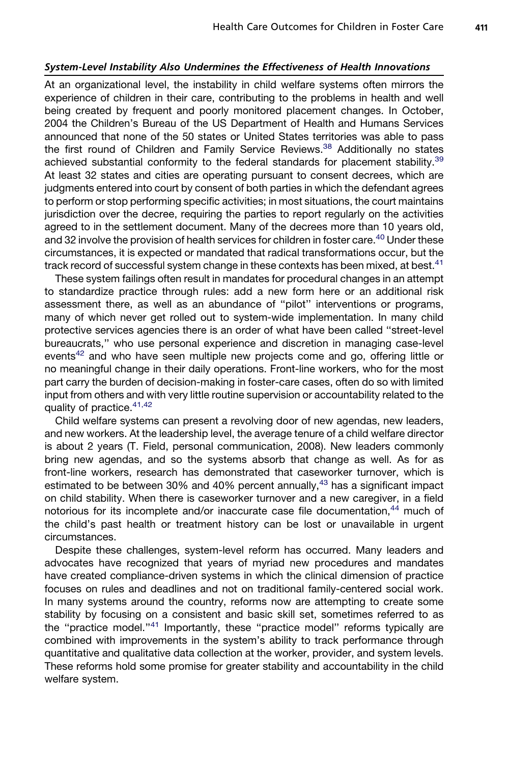### *System-Level Instability Also Undermines the Effectiveness of Health Innovations*

At an organizational level, the instability in child welfare systems often mirrors the experience of children in their care, contributing to the problems in health and well being created by frequent and poorly monitored placement changes. In October, 2004 the Children's Bureau of the US Department of Health and Humans Services announced that none of the 50 states or United States territories was able to pass the first round of Children and Family Service Reviews.[38] Additionally no states achieved substantial conformity to the federal standards for placement stability.[39] At least 32 states and cities are operating pursuant to consent decrees, which are judgments entered into court by consent of both parties in which the defendant agrees to perform or stop performing specific activities; in most situations, the court maintains jurisdiction over the decree, requiring the parties to report regularly on the activities agreed to in the settlement document. Many of the decrees more than 10 years old, and 32 involve the provision of health services for children in foster care.[40] Under these circumstances, it is expected or mandated that radical transformations occur, but the track record of successful system change in these contexts has been mixed, at best.[41]

These system failings often result in mandates for procedural changes in an attempt to standardize practice through rules: add a new form here or an additional risk assessment there, as well as an abundance of "pilot" interventions or programs, many of which never get rolled out to system-wide implementation. In many child protective services agencies there is an order of what have been called "street-level bureaucrats," who use personal experience and discretion in managing case-level events[42] and who have seen multiple new projects come and go, offering little or no meaningful change in their daily operations. Front-line workers, who for the most part carry the burden of decision-making in foster-care cases, often do so with limited input from others and with very little routine supervision or accountability related to the quality of practice.[41,42]

Child welfare systems can present a revolving door of new agendas, new leaders, and new workers. At the leadership level, the average tenure of a child welfare director is about 2 years (T. Field, personal communication, 2008). New leaders commonly bring new agendas, and so the systems absorb that change as well. As for as front-line workers, research has demonstrated that caseworker turnover, which is estimated to be between 30% and 40% percent annually,[43] has a significant impact on child stability. When there is caseworker turnover and a new caregiver, in a field notorious for its incomplete and/or inaccurate case file documentation,[44] much of the child's past health or treatment history can be lost or unavailable in urgent circumstances.

Despite these challenges, system-level reform has occurred. Many leaders and advocates have recognized that years of myriad new procedures and mandates have created compliance-driven systems in which the clinical dimension of practice focuses on rules and deadlines and not on traditional family-centered social work. In many systems around the country, reforms now are attempting to create some stability by focusing on a consistent and basic skill set, sometimes referred to as the "practice model."[41] Importantly, these "practice model" reforms typically are combined with improvements in the system's ability to track performance through quantitative and qualitative data collection at the worker, provider, and system levels. These reforms hold some promise for greater stability and accountability in the child welfare system.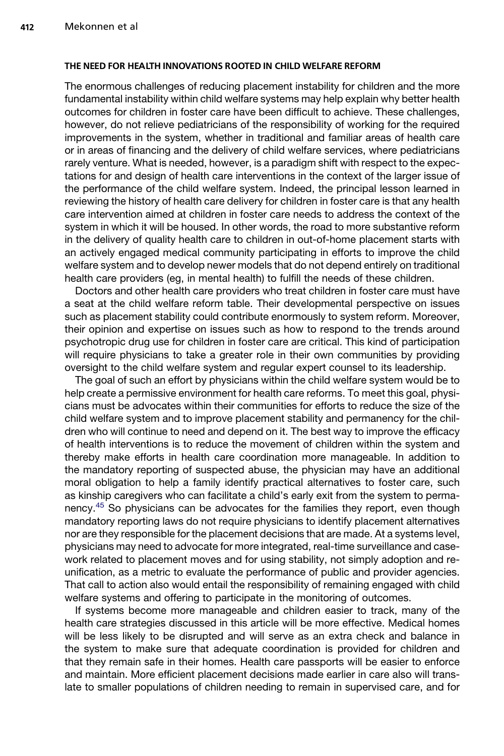## THE NEED FOR HEALTH INNOVATIONS ROOTED IN CHILD WELFARE REFORM

The enormous challenges of reducing placement instability for children and the more fundamental instability within child welfare systems may help explain why better health outcomes for children in foster care have been difficult to achieve. These challenges, however, do not relieve pediatricians of the responsibility of working for the required improvements in the system, whether in traditional and familiar areas of health care or in areas of financing and the delivery of child welfare services, where pediatricians rarely venture. What is needed, however, is a paradigm shift with respect to the expectations for and design of health care interventions in the context of the larger issue of the performance of the child welfare system. Indeed, the principal lesson learned in reviewing the history of health care delivery for children in foster care is that any health care intervention aimed at children in foster care needs to address the context of the system in which it will be housed. In other words, the road to more substantive reform in the delivery of quality health care to children in out-of-home placement starts with an actively engaged medical community participating in efforts to improve the child welfare system and to develop newer models that do not depend entirely on traditional health care providers (eg, in mental health) to fulfill the needs of these children.

Doctors and other health care providers who treat children in foster care must have a seat at the child welfare reform table. Their developmental perspective on issues such as placement stability could contribute enormously to system reform. Moreover, their opinion and expertise on issues such as how to respond to the trends around psychotropic drug use for children in foster care are critical. This kind of participation will require physicians to take a greater role in their own communities by providing oversight to the child welfare system and regular expert counsel to its leadership.

The goal of such an effort by physicians within the child welfare system would be to help create a permissive environment for health care reforms. To meet this goal, physicians must be advocates within their communities for efforts to reduce the size of the child welfare system and to improve placement stability and permanency for the children who will continue to need and depend on it. The best way to improve the efficacy of health interventions is to reduce the movement of children within the system and thereby make efforts in health care coordination more manageable. In addition to the mandatory reporting of suspected abuse, the physician may have an additional moral obligation to help a family identify practical alternatives to foster care, such as kinship caregivers who can facilitate a child's early exit from the system to permanency.[45] So physicians can be advocates for the families they report, even though mandatory reporting laws do not require physicians to identify placement alternatives nor are they responsible for the placement decisions that are made. At a systems level, physicians may need to advocate for more integrated, real-time surveillance and casework related to placement moves and for using stability, not simply adoption and reunification, as a metric to evaluate the performance of public and provider agencies. That call to action also would entail the responsibility of remaining engaged with child welfare systems and offering to participate in the monitoring of outcomes.

If systems become more manageable and children easier to track, many of the health care strategies discussed in this article will be more effective. Medical homes will be less likely to be disrupted and will serve as an extra check and balance in the system to make sure that adequate coordination is provided for children and that they remain safe in their homes. Health care passports will be easier to enforce and maintain. More efficient placement decisions made earlier in care also will translate to smaller populations of children needing to remain in supervised care, and for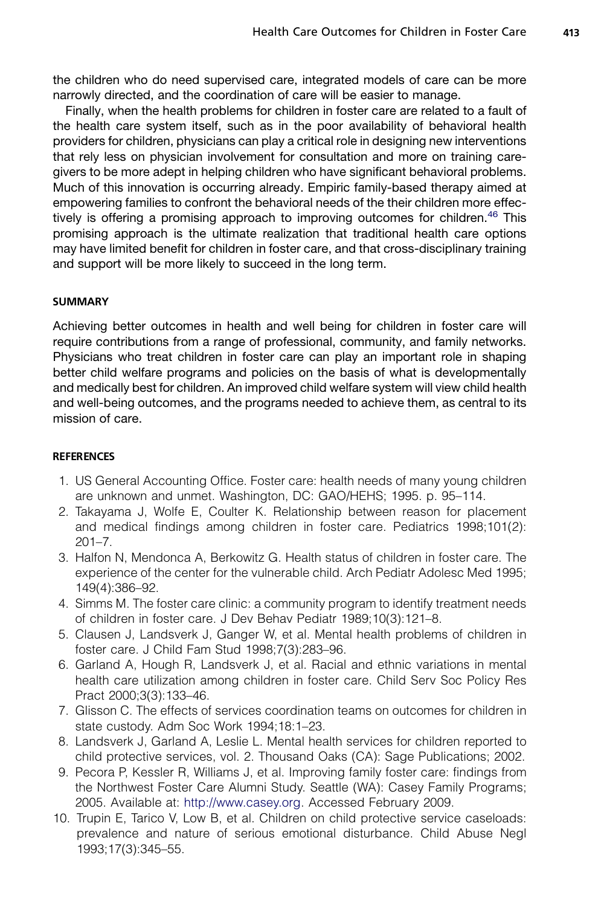the children who do need supervised care, integrated models of care can be more narrowly directed, and the coordination of care will be easier to manage.

Finally, when the health problems for children in foster care are related to a fault of the health care system itself, such as in the poor availability of behavioral health providers for children, physicians can play a critical role in designing new interventions that rely less on physician involvement for consultation and more on training caregivers to be more adept in helping children who have significant behavioral problems. Much of this innovation is occurring already. Empiric family-based therapy aimed at empowering families to confront the behavioral needs of the their children more effectively is offering a promising approach to improving outcomes for children.[46] This promising approach is the ultimate realization that traditional health care options may have limited benefit for children in foster care, and that cross-disciplinary training and support will be more likely to succeed in the long term.

## SUMMARY

Achieving better outcomes in health and well being for children in foster care will require contributions from a range of professional, community, and family networks. Physicians who treat children in foster care can play an important role in shaping better child welfare programs and policies on the basis of what is developmentally and medically best for children. An improved child welfare system will view child health and well-being outcomes, and the programs needed to achieve them, as central to its mission of care.

## REFERENCES

1. US General Accounting Office. Foster care: health needs of many young children are unknown and unmet. Washington, DC: GAO/HEHS; 1995. p. 95–114.
2. Takayama J, Wolfe E, Coulter K. Relationship between reason for placement and medical findings among children in foster care. Pediatrics 1998;101(2): 201–7.
3. Halfon N, Mendonca A, Berkowitz G. Health status of children in foster care. The experience of the center for the vulnerable child. Arch Pediatr Adolesc Med 1995; 149(4):386–92.
4. Simms M. The foster care clinic: a community program to identify treatment needs of children in foster care. J Dev Behav Pediatr 1989;10(3):121–8.
5. Clausen J, Landsverk J, Ganger W, et al. Mental health problems of children in foster care. J Child Fam Stud 1998;7(3):283–96.
6. Garland A, Hough R, Landsverk J, et al. Racial and ethnic variations in mental health care utilization among children in foster care. Child Serv Soc Policy Res Pract 2000;3(3):133–46.
7. Glisson C. The effects of services coordination teams on outcomes for children in state custody. Adm Soc Work 1994;18:1–23.
8. Landsverk J, Garland A, Leslie L. Mental health services for children reported to child protective services, vol. 2. Thousand Oaks (CA): Sage Publications; 2002.
9. Pecora P, Kessler R, Williams J, et al. Improving family foster care: findings from the Northwest Foster Care Alumni Study. Seattle (WA): Casey Family Programs; 2005. Available at: http://www.casey.org. Accessed February 2009.
10. Trupin E, Tarico V, Low B, et al. Children on child protective service caseloads: prevalence and nature of serious emotional disturbance. Child Abuse Negl 1993;17(3):345–55.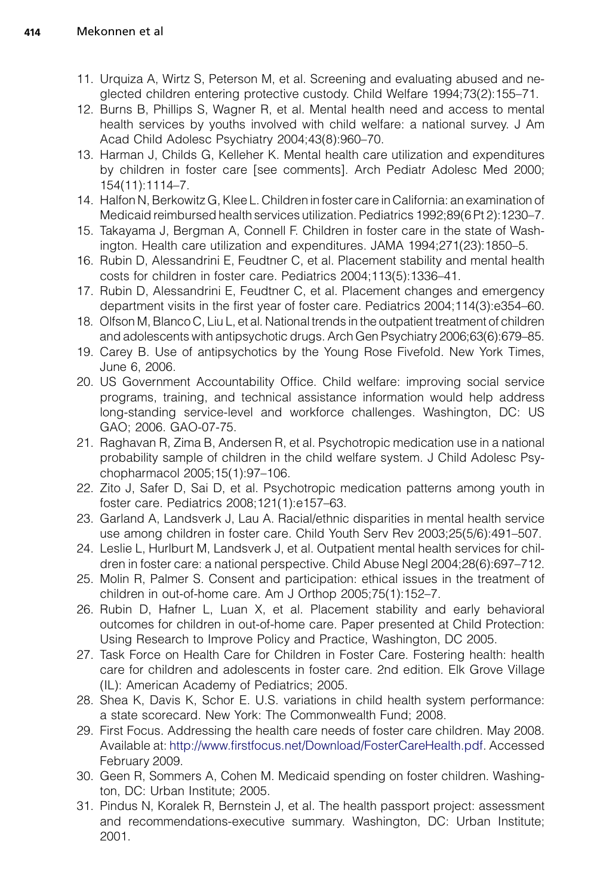11. Urquiza A, Wirtz S, Peterson M, et al. Screening and evaluating abused and neglected children entering protective custody. Child Welfare 1994;73(2):155–71.
12. Burns B, Phillips S, Wagner R, et al. Mental health need and access to mental health services by youths involved with child welfare: a national survey. J Am Acad Child Adolesc Psychiatry 2004;43(8):960–70.
13. Harman J, Childs G, Kelleher K. Mental health care utilization and expenditures by children in foster care [see comments]. Arch Pediatr Adolesc Med 2000; 154(11):1114–7.
14. Halfon N, Berkowitz G, Klee L. Children in foster care in California: an examination of Medicaid reimbursed health services utilization. Pediatrics 1992;89(6 Pt 2):1230–7.
15. Takayama J, Bergman A, Connell F. Children in foster care in the state of Washington. Health care utilization and expenditures. JAMA 1994;271(23):1850–5.
16. Rubin D, Alessandrini E, Feudtner C, et al. Placement stability and mental health costs for children in foster care. Pediatrics 2004;113(5):1336–41.
17. Rubin D, Alessandrini E, Feudtner C, et al. Placement changes and emergency department visits in the first year of foster care. Pediatrics 2004;114(3):e354–60.
18. Olfson M, Blanco C, Liu L, et al. National trends in the outpatient treatment of children and adolescents with antipsychotic drugs. Arch Gen Psychiatry 2006;63(6):679–85.
19. Carey B. Use of antipsychotics by the Young Rose Fivefold. New York Times, June 6, 2006.
20. US Government Accountability Office. Child welfare: improving social service programs, training, and technical assistance information would help address long-standing service-level and workforce challenges. Washington, DC: US GAO; 2006. GAO-07-75.
21. Raghavan R, Zima B, Andersen R, et al. Psychotropic medication use in a national probability sample of children in the child welfare system. J Child Adolesc Psychopharmacol 2005;15(1):97–106.
22. Zito J, Safer D, Sai D, et al. Psychotropic medication patterns among youth in foster care. Pediatrics 2008;121(1):e157–63.
23. Garland A, Landsverk J, Lau A. Racial/ethnic disparities in mental health service use among children in foster care. Child Youth Serv Rev 2003;25(5/6):491–507.
24. Leslie L, Hurlburt M, Landsverk J, et al. Outpatient mental health services for children in foster care: a national perspective. Child Abuse Negl 2004;28(6):697–712.
25. Molin R, Palmer S. Consent and participation: ethical issues in the treatment of children in out-of-home care. Am J Orthop 2005;75(1):152–7.
26. Rubin D, Hafner L, Luan X, et al. Placement stability and early behavioral outcomes for children in out-of-home care. Paper presented at Child Protection: Using Research to Improve Policy and Practice, Washington, DC 2005.
27. Task Force on Health Care for Children in Foster Care. Fostering health: health care for children and adolescents in foster care. 2nd edition. Elk Grove Village (IL): American Academy of Pediatrics; 2005.
28. Shea K, Davis K, Schor E. U.S. variations in child health system performance: a state scorecard. New York: The Commonwealth Fund; 2008.
29. First Focus. Addressing the health care needs of foster care children. May 2008. Available at: http://www.firstfocus.net/Download/FosterCareHealth.pdf. Accessed February 2009.
30. Geen R, Sommers A, Cohen M. Medicaid spending on foster children. Washington, DC: Urban Institute; 2005.
31. Pindus N, Koralek R, Bernstein J, et al. The health passport project: assessment and recommendations-executive summary. Washington, DC: Urban Institute; 2001.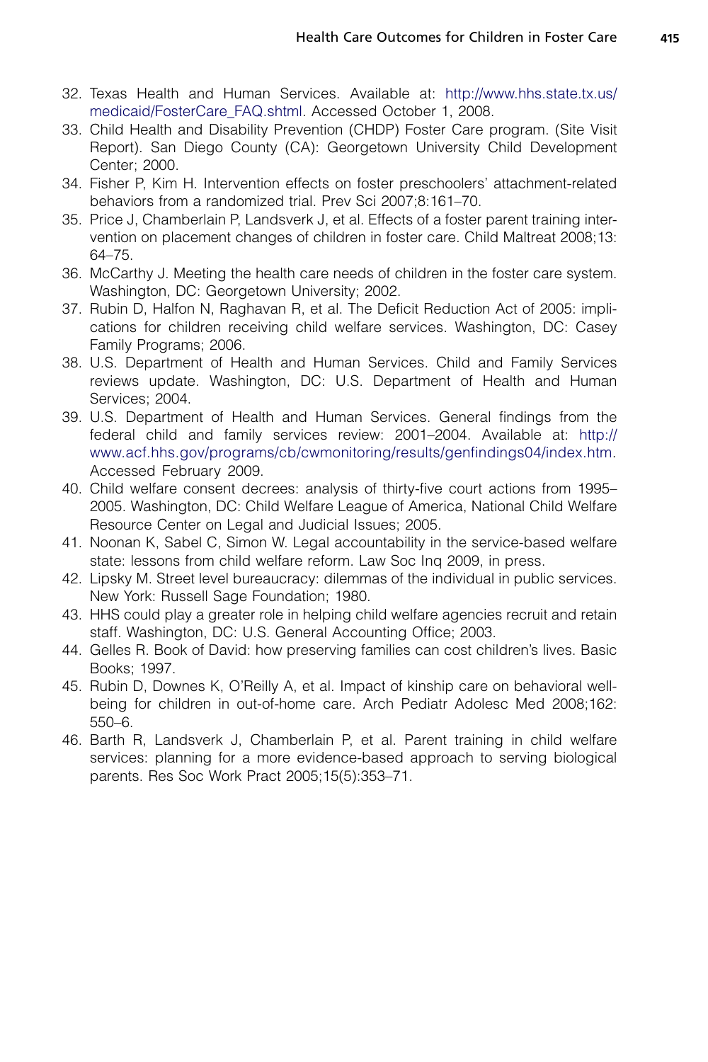32. Texas Health and Human Services. Available at: http://www.hhs.state.tx.us/medicaid/FosterCare_FAQ.shtml. Accessed October 1, 2008.
33. Child Health and Disability Prevention (CHDP) Foster Care program. (Site Visit Report). San Diego County (CA): Georgetown University Child Development Center; 2000.
34. Fisher P, Kim H. Intervention effects on foster preschoolers' attachment-related behaviors from a randomized trial. Prev Sci 2007;8:161–70.
35. Price J, Chamberlain P, Landsverk J, et al. Effects of a foster parent training intervention on placement changes of children in foster care. Child Maltreat 2008;13:64–75.
36. McCarthy J. Meeting the health care needs of children in the foster care system. Washington, DC: Georgetown University; 2002.
37. Rubin D, Halfon N, Raghavan R, et al. The Deficit Reduction Act of 2005: implications for children receiving child welfare services. Washington, DC: Casey Family Programs; 2006.
38. U.S. Department of Health and Human Services. Child and Family Services reviews update. Washington, DC: U.S. Department of Health and Human Services; 2004.
39. U.S. Department of Health and Human Services. General findings from the federal child and family services review: 2001–2004. Available at: http://www.acf.hhs.gov/programs/cb/cwmonitoring/results/genfindings04/index.htm. Accessed February 2009.
40. Child welfare consent decrees: analysis of thirty-five court actions from 1995–2005. Washington, DC: Child Welfare League of America, National Child Welfare Resource Center on Legal and Judicial Issues; 2005.
41. Noonan K, Sabel C, Simon W. Legal accountability in the service-based welfare state: lessons from child welfare reform. Law Soc Inq 2009, in press.
42. Lipsky M. Street level bureaucracy: dilemmas of the individual in public services. New York: Russell Sage Foundation; 1980.
43. HHS could play a greater role in helping child welfare agencies recruit and retain staff. Washington, DC: U.S. General Accounting Office; 2003.
44. Gelles R. Book of David: how preserving families can cost children's lives. Basic Books; 1997.
45. Rubin D, Downes K, O'Reilly A, et al. Impact of kinship care on behavioral well-being for children in out-of-home care. Arch Pediatr Adolesc Med 2008;162:550–6.
46. Barth R, Landsverk J, Chamberlain P, et al. Parent training in child welfare services: planning for a more evidence-based approach to serving biological parents. Res Soc Work Pract 2005;15(5):353–71.